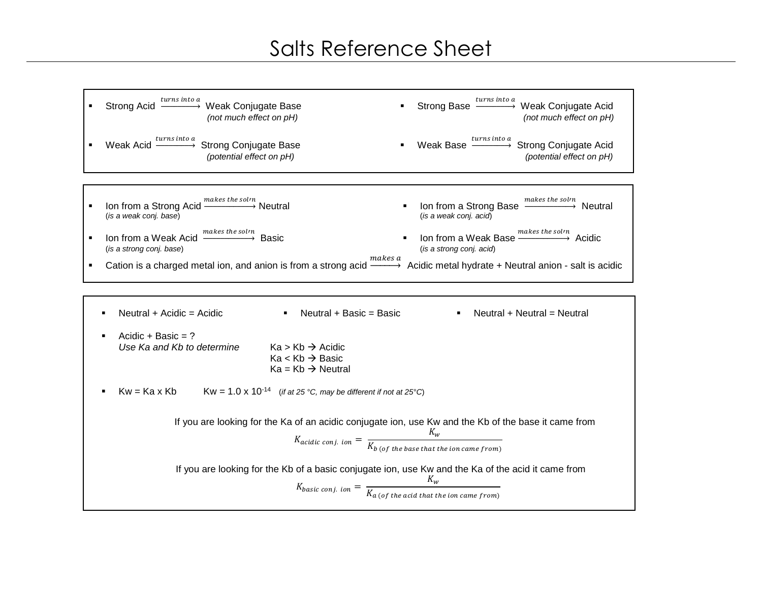# Salts Reference Sheet

- Strong Acid $\xrightarrow{turns\ into\ a}$ Weak Conjugate Base *(not much effect on pH)*
- Weak Acid $\xrightarrow{turns\ into\ a}$ Strong Conjugate Base *(potential effect on pH)*
- Strong Base $\xrightarrow{turns\ into\ a}$ Weak Conjugate Acid *(not much effect on pH)*
- Weak Base $\xrightarrow{turns\ into\ a}$ Strong Conjugate Acid *(potential effect on pH)*

---

- Ion from a Strong Acid $\xrightarrow{makes\ the\ sol'n}$ Neutral (*is a weak conj. base*)
- Ion from a Weak Acid $\xrightarrow{makes\ the\ sol'n}$ Basic (*is a strong conj. base*)
- Ion from a Strong Base $\xrightarrow{makes\ the\ sol'n}$ Neutral (*is a weak conj. acid*)
- Ion from a Weak Base $\xrightarrow{makes\ the\ sol'n}$ Acidic (*is a strong conj. acid*)
- Cation is a charged metal ion, and anion is from a strong acid $\xrightarrow{makes\ a}$ Acidic metal hydrate + Neutral anion - salt is acidic

---

- Neutral + Acidic = Acidic
- Neutral + Basic = Basic
- Neutral + Neutral = Neutral
- Acidic + Basic = ?
  *Use Ka and Kb to determine*
  Ka > Kb → Acidic
  Ka < Kb → Basic
  Ka = Kb → Neutral
- Kw = Ka x Kb    Kw = $1.0 \times 10^{-14}$ (*if at 25 °C, may be different if not at 25°C*)

If you are looking for the Ka of an acidic conjugate ion, use Kw and the Kb of the base it came from

$$K_{acidic\ conj.\ ion} = \frac{K_w}{K_{b\ (of\ the\ base\ that\ the\ ion\ came\ from)}}$$

If you are looking for the Kb of a basic conjugate ion, use Kw and the Ka of the acid it came from

$$K_{basic\ conj.\ ion} = \frac{K_w}{K_{a\ (of\ the\ acid\ that\ the\ ion\ came\ from)}}$$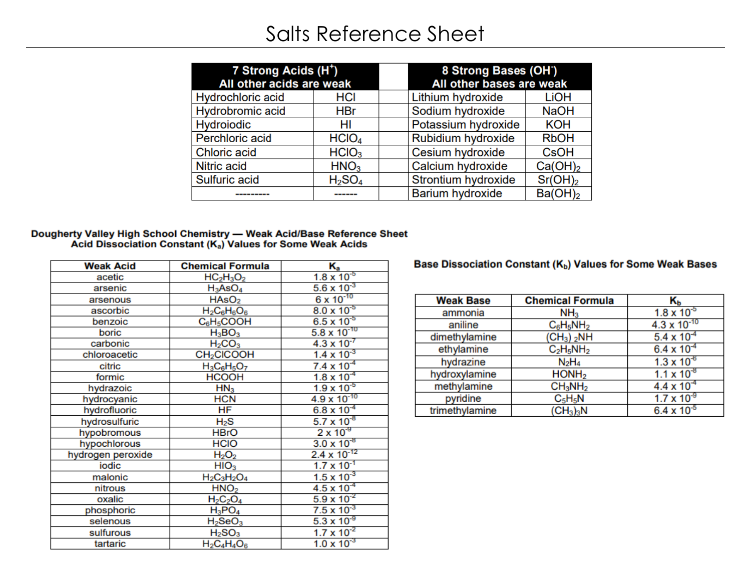# Salts Reference Sheet

| 7 Strong Acids ($H^+$) All other acids are weak | | | 8 Strong Bases ($OH^-$) All other bases are weak | |
|---|---|---|---|---|
| Hydrochloric acid | $HCl$ | | Lithium hydroxide | $LiOH$ |
| Hydrobromic acid | $HBr$ | | Sodium hydroxide | $NaOH$ |
| Hydroiodic | $HI$ | | Potassium hydroxide | $KOH$ |
| Perchloric acid | $HClO_4$ | | Rubidium hydroxide | $RbOH$ |
| Chloric acid | $HClO_3$ | | Cesium hydroxide | $CsOH$ |
| Nitric acid | $HNO_3$ | | Calcium hydroxide | $Ca(OH)_2$ |
| Sulfuric acid | $H_2SO_4$ | | Strontium hydroxide | $Sr(OH)_2$ |
| --------- | ------ | | Barium hydroxide | $Ba(OH)_2$ |

**Dougherty Valley High School Chemistry — Weak Acid/Base Reference Sheet**
**Acid Dissociation Constant ($K_a$) Values for Some Weak Acids**

| Weak Acid | Chemical Formula | $K_a$ |
|---|---|---|
| acetic | $HC_2H_3O_2$ | $1.8 \times 10^{-5}$ |
| arsenic | $H_3AsO_4$ | $5.6 \times 10^{-3}$ |
| arsenous | $HAsO_2$ | $6 \times 10^{-10}$ |
| ascorbic | $H_2C_6H_6O_6$ | $8.0 \times 10^{-5}$ |
| benzoic | $C_6H_5COOH$ | $6.5 \times 10^{-5}$ |
| boric | $H_3BO_3$ | $5.8 \times 10^{-10}$ |
| carbonic | $H_2CO_3$ | $4.3 \times 10^{-7}$ |
| chloroacetic | $CH_2ClCOOH$ | $1.4 \times 10^{-3}$ |
| citric | $H_3C_6H_5O_7$ | $7.4 \times 10^{-4}$ |
| formic | $HCOOH$ | $1.8 \times 10^{-4}$ |
| hydrazoic | $HN_3$ | $1.9 \times 10^{-5}$ |
| hydrocyanic | $HCN$ | $4.9 \times 10^{-10}$ |
| hydrofluoric | $HF$ | $6.8 \times 10^{-4}$ |
| hydrosulfuric | $H_2S$ | $5.7 \times 10^{-8}$ |
| hypobromous | $HBrO$ | $2 \times 10^{-9}$ |
| hypochlorous | $HClO$ | $3.0 \times 10^{-8}$ |
| hydrogen peroxide | $H_2O_2$ | $2.4 \times 10^{-12}$ |
| iodic | $HIO_3$ | $1.7 \times 10^{-1}$ |
| malonic | $H_2C_3H_2O_4$ | $1.5 \times 10^{-3}$ |
| nitrous | $HNO_2$ | $4.5 \times 10^{-4}$ |
| oxalic | $H_2C_2O_4$ | $5.9 \times 10^{-2}$ |
| phosphoric | $H_3PO_4$ | $7.5 \times 10^{-3}$ |
| selenous | $H_2SeO_3$ | $5.3 \times 10^{-9}$ |
| sulfurous | $H_2SO_3$ | $1.7 \times 10^{-2}$ |
| tartaric | $H_2C_4H_4O_6$ | $1.0 \times 10^{-3}$ |

**Base Dissociation Constant ($K_b$) Values for Some Weak Bases**

| Weak Base | Chemical Formula | $K_b$ |
|---|---|---|
| ammonia | $NH_3$ | $1.8 \times 10^{-5}$ |
| aniline | $C_6H_5NH_2$ | $4.3 \times 10^{-10}$ |
| dimethylamine | $(CH_3)_2NH$ | $5.4 \times 10^{-4}$ |
| ethylamine | $C_2H_5NH_2$ | $6.4 \times 10^{-4}$ |
| hydrazine | $N_2H_4$ | $1.3 \times 10^{-6}$ |
| hydroxylamine | $HONH_2$ | $1.1 \times 10^{-8}$ |
| methylamine | $CH_3NH_2$ | $4.4 \times 10^{-4}$ |
| pyridine | $C_5H_5N$ | $1.7 \times 10^{-9}$ |
| trimethylamine | $(CH_3)_3N$ | $6.4 \times 10^{-5}$ |